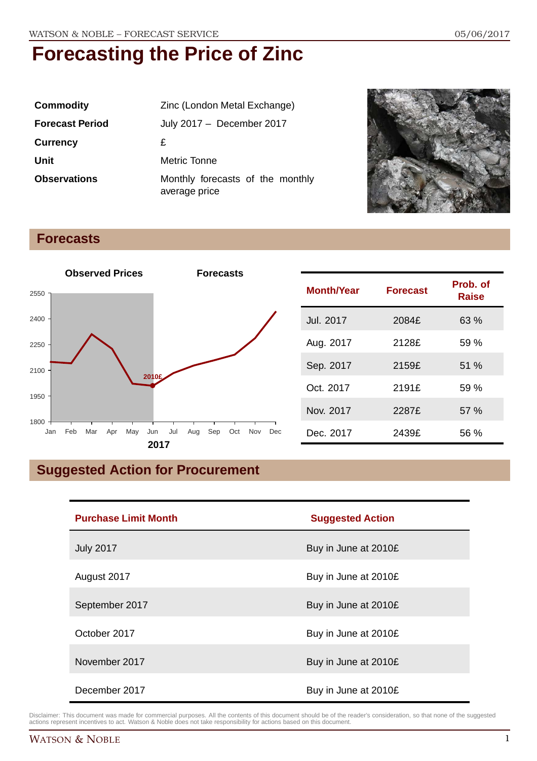# Forecasting the Price of Zinc

| | |
|---|---|
| **Commodity** | Zinc (London Metal Exchange) |
| **Forecast Period** | July 2017 – December 2017 |
| **Currency** | £ |
| **Unit** | Metric Tonne |
| **Observations** | Monthly forecasts of the monthly average price |

## Forecasts

| Month/Year | Forecast | Prob. of Raise |
|---|---|---|
| Jul. 2017 | 2084£ | 63 % |
| Aug. 2017 | 2128£ | 59 % |
| Sep. 2017 | 2159£ | 51 % |
| Oct. 2017 | 2191£ | 59 % |
| Nov. 2017 | 2287£ | 57 % |
| Dec. 2017 | 2439£ | 56 % |

## Suggested Action for Procurement

| Purchase Limit Month | Suggested Action |
|---|---|
| July 2017 | Buy in June at 2010£ |
| August 2017 | Buy in June at 2010£ |
| September 2017 | Buy in June at 2010£ |
| October 2017 | Buy in June at 2010£ |
| November 2017 | Buy in June at 2010£ |
| December 2017 | Buy in June at 2010£ |

Disclaimer: This document was made for commercial purposes. All the contents of this document should be of the reader's consideration, so that none of the suggested actions represent incentives to act. Watson & Noble does not take responsibility for actions based on this document.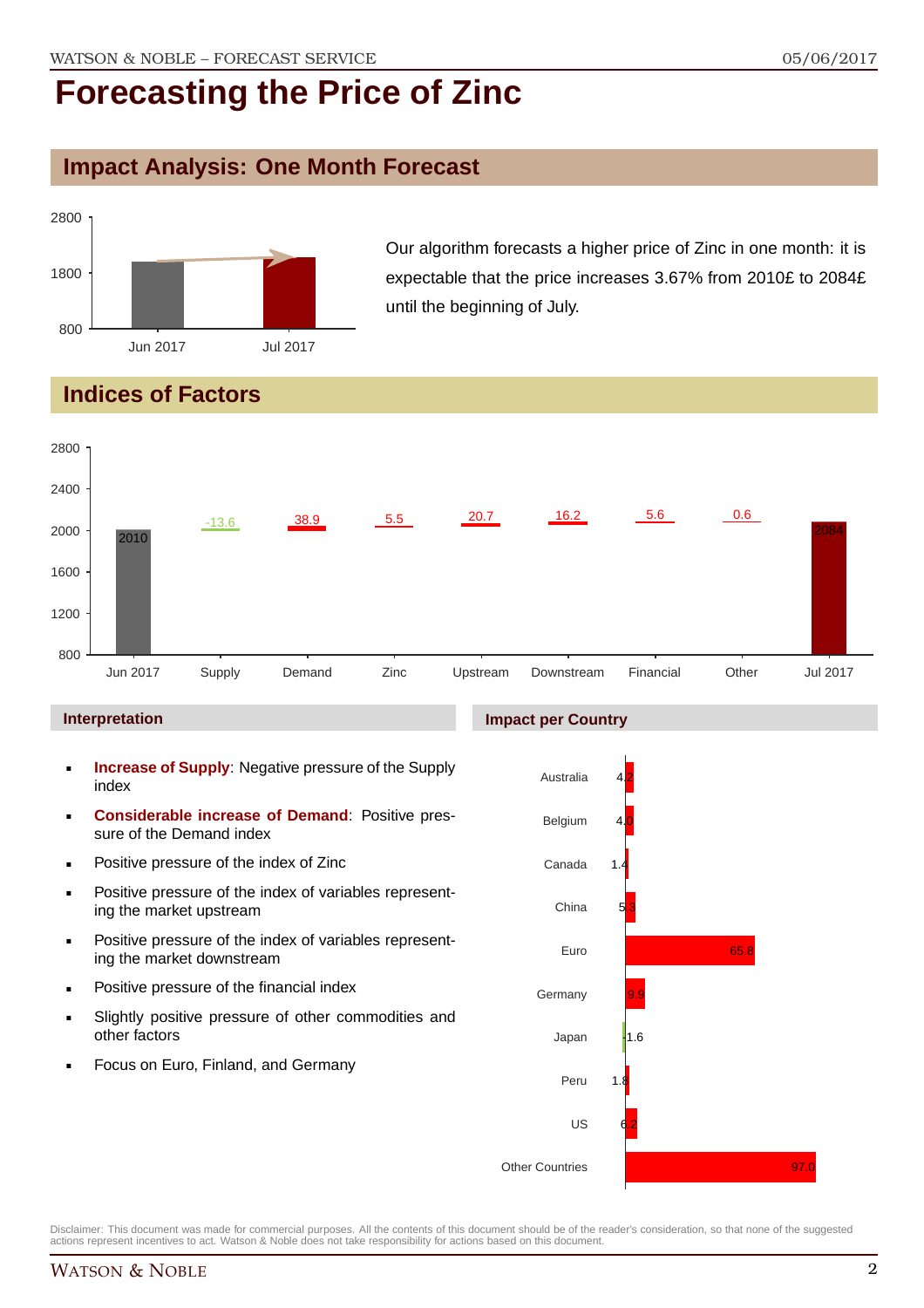# Forecasting the Price of Zinc

## Impact Analysis: One Month Forecast

Our algorithm forecasts a higher price of Zinc in one month: it is expectable that the price increases 3.67% from 2010£ to 2084£ until the beginning of July.

## Indices of Factors

| | Jun 2017 | Supply | Demand | Zinc | Upstream | Downstream | Financial | Other | Jul 2017 |
|---|---|---|---|---|---|---|---|---|---|
| Value | 2010 | -13.6 | 38.9 | 5.5 | 20.7 | 16.2 | 5.6 | 0.6 | 2084 |

### Interpretation

- **Increase of Supply**: Negative pressure of the Supply index
- **Considerable increase of Demand**: Positive pressure of the Demand index
- Positive pressure of the index of Zinc
- Positive pressure of the index of variables representing the market upstream
- Positive pressure of the index of variables representing the market downstream
- Positive pressure of the financial index
- Slightly positive pressure of other commodities and other factors
- Focus on Euro, Finland, and Germany

### Impact per Country

| Country | Impact |
|---|---|
| Australia | 4.2 |
| Belgium | 4.0 |
| Canada | 1.4 |
| China | 5.3 |
| Euro | 65.8 |
| Germany | 9.9 |
| Japan | -1.6 |
| Peru | 1.8 |
| US | 6.2 |
| Other Countries | 97.0 |

Disclaimer: This document was made for commercial purposes. All the contents of this document should be of the reader's consideration, so that none of the suggested actions represent incentives to act. Watson & Noble does not take responsibility for actions based on this document.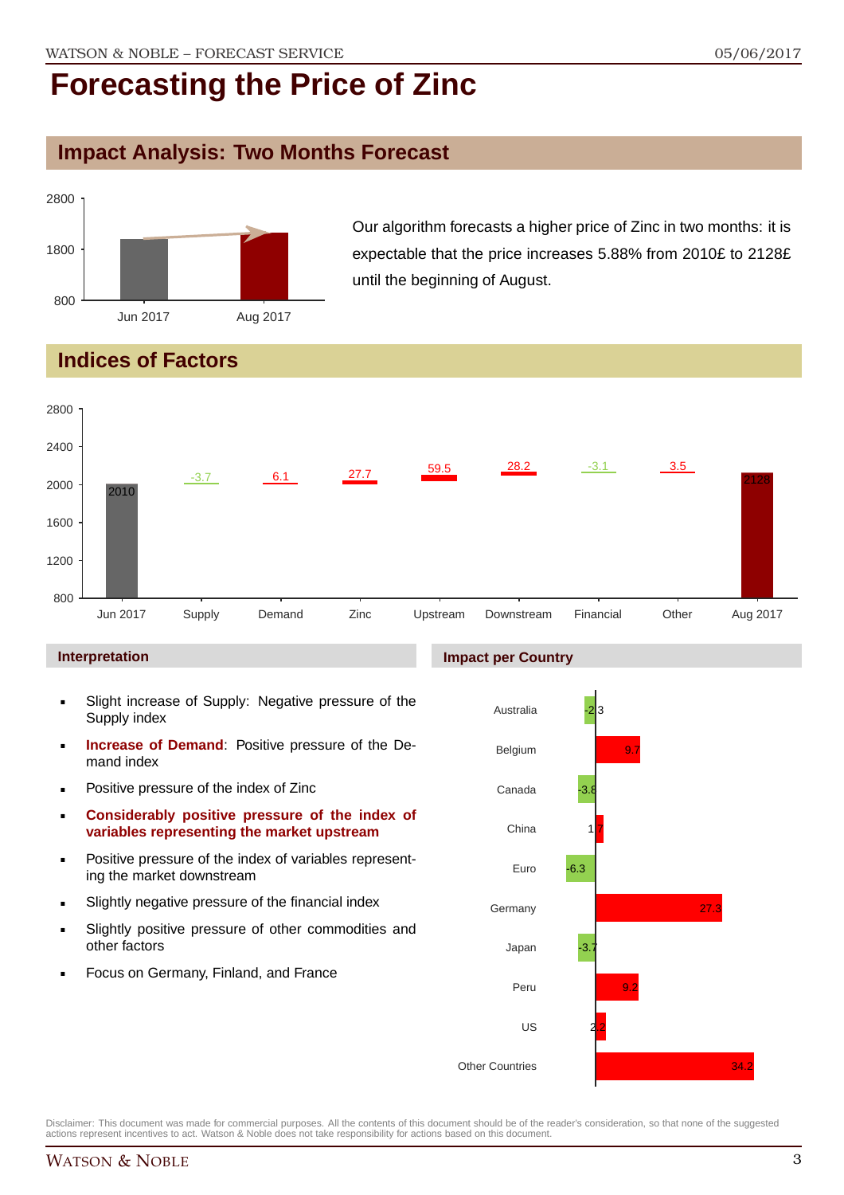# Forecasting the Price of Zinc

## Impact Analysis: Two Months Forecast

Our algorithm forecasts a higher price of Zinc in two months: it is expectable that the price increases 5.88% from 2010£ to 2128£ until the beginning of August.

## Indices of Factors

| | Jun 2017 | Supply | Demand | Zinc | Upstream | Downstream | Financial | Other | Aug 2017 |
|---|---|---|---|---|---|---|---|---|---|
| Value | 2010 | -3.7 | 6.1 | 27.7 | 59.5 | 28.2 | -3.1 | 3.5 | 2128 |

### Interpretation

- Slight increase of Supply: Negative pressure of the Supply index
- **Increase of Demand**: Positive pressure of the Demand index
- Positive pressure of the index of Zinc
- **Considerably positive pressure of the index of variables representing the market upstream**
- Positive pressure of the index of variables representing the market downstream
- Slightly negative pressure of the financial index
- Slightly positive pressure of other commodities and other factors
- Focus on Germany, Finland, and France

### Impact per Country

| Country | Impact |
|---|---|
| Australia | -2.3 |
| Belgium | 9.7 |
| Canada | -3.8 |
| China | 1.7 |
| Euro | -6.3 |
| Germany | 27.3 |
| Japan | -3.7 |
| Peru | 9.2 |
| US | 2.2 |
| Other Countries | 34.2 |

Disclaimer: This document was made for commercial purposes. All the contents of this document should be of the reader's consideration, so that none of the suggested actions represent incentives to act. Watson & Noble does not take responsibility for actions based on this document.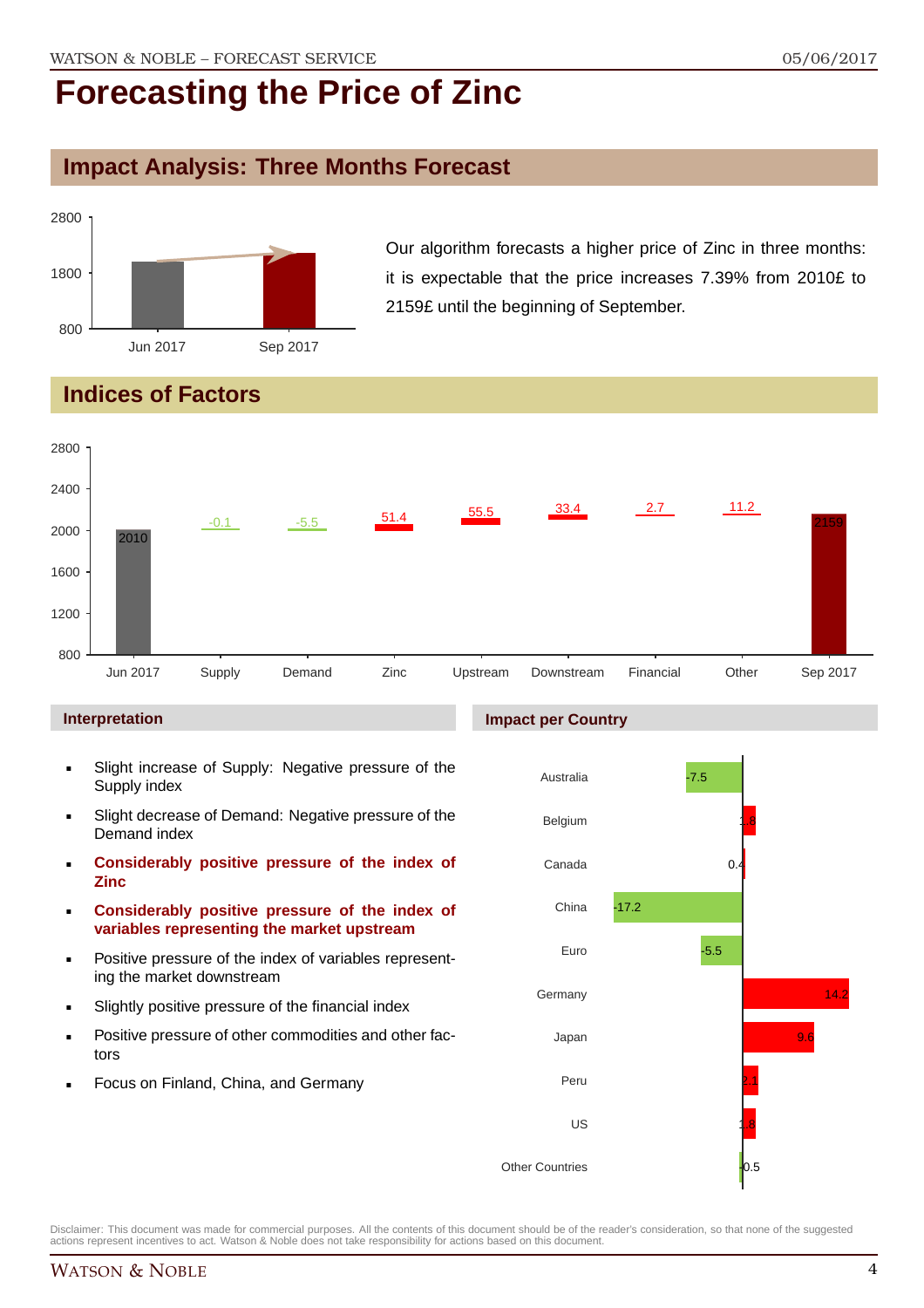# Forecasting the Price of Zinc

## Impact Analysis: Three Months Forecast

Our algorithm forecasts a higher price of Zinc in three months: it is expectable that the price increases 7.39% from 2010£ to 2159£ until the beginning of September.

## Indices of Factors

| | Value |
|---|---|
| Jun 2017 | 2010 |
| Supply | -0.1 |
| Demand | -5.5 |
| Zinc | 51.4 |
| Upstream | 55.5 |
| Downstream | 33.4 |
| Financial | 2.7 |
| Other | 11.2 |
| Sep 2017 | 2159 |

### Interpretation

- Slight increase of Supply: Negative pressure of the Supply index
- Slight decrease of Demand: Negative pressure of the Demand index
- **Considerably positive pressure of the index of Zinc**
- **Considerably positive pressure of the index of variables representing the market upstream**
- Positive pressure of the index of variables representing the market downstream
- Slightly positive pressure of the financial index
- Positive pressure of other commodities and other factors
- Focus on Finland, China, and Germany

### Impact per Country

| Country | Impact |
|---|---|
| Australia | -7.5 |
| Belgium | 1.8 |
| Canada | 0.4 |
| China | -17.2 |
| Euro | -5.5 |
| Germany | 14.2 |
| Japan | 9.6 |
| Peru | 2.1 |
| US | 1.8 |
| Other Countries | -0.5 |

Disclaimer: This document was made for commercial purposes. All the contents of this document should be of the reader's consideration, so that none of the suggested actions represent incentives to act. Watson & Noble does not take responsibility for actions based on this document.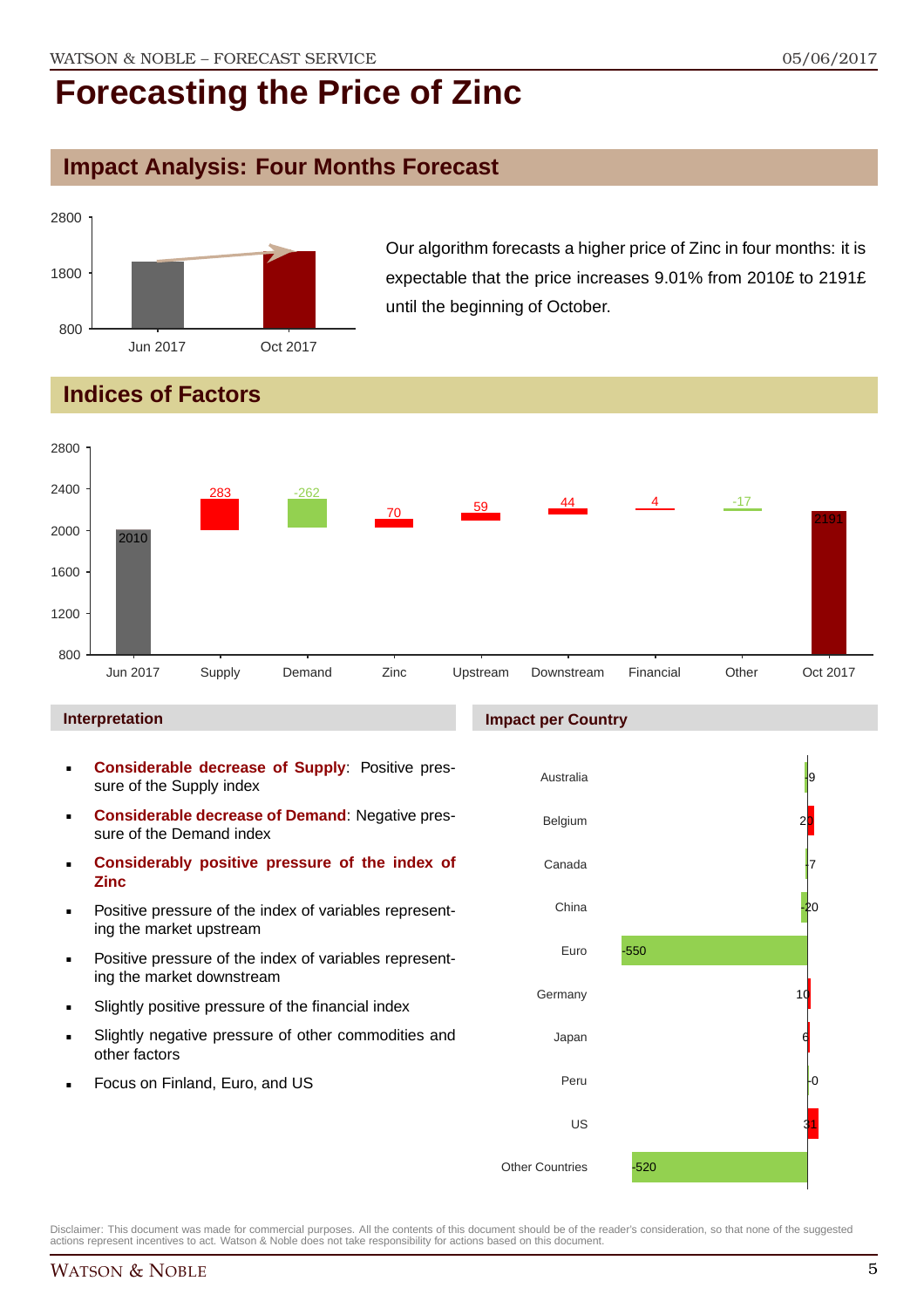# Forecasting the Price of Zinc

## Impact Analysis: Four Months Forecast

Our algorithm forecasts a higher price of Zinc in four months: it is expectable that the price increases 9.01% from 2010£ to 2191£ until the beginning of October.

## Indices of Factors

### Interpretation

- **Considerable decrease of Supply**: Positive pressure of the Supply index
- **Considerable decrease of Demand**: Negative pressure of the Demand index
- **Considerably positive pressure of the index of Zinc**
- Positive pressure of the index of variables representing the market upstream
- Positive pressure of the index of variables representing the market downstream
- Slightly positive pressure of the financial index
- Slightly negative pressure of other commodities and other factors
- Focus on Finland, Euro, and US

### Impact per Country

Disclaimer: This document was made for commercial purposes. All the contents of this document should be of the reader's consideration, so that none of the suggested actions represent incentives to act. Watson & Noble does not take responsibility for actions based on this document.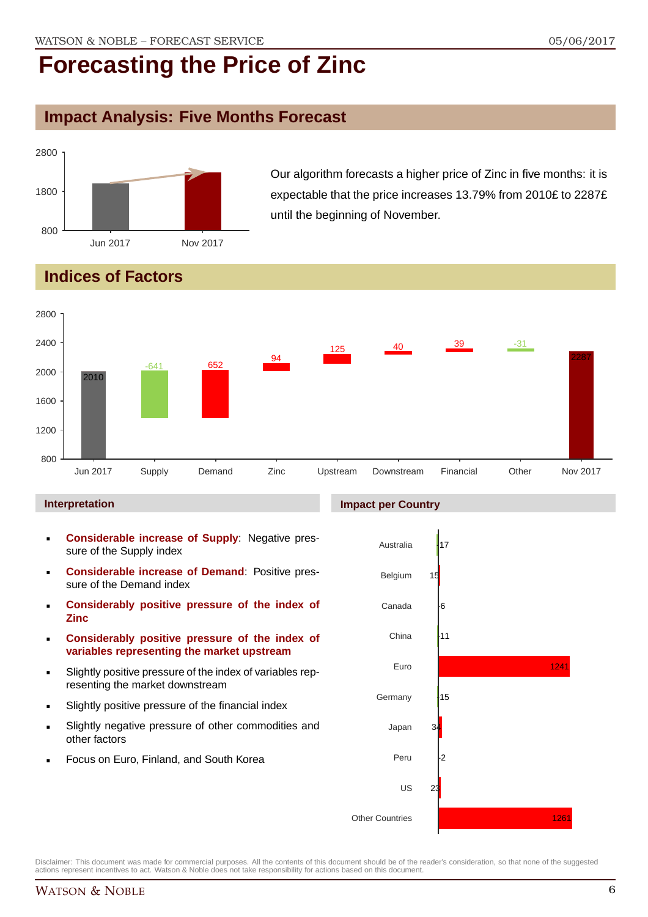# Forecasting the Price of Zinc

## Impact Analysis: Five Months Forecast

Our algorithm forecasts a higher price of Zinc in five months: it is expectable that the price increases 13.79% from 2010£ to 2287£ until the beginning of November.

## Indices of Factors

### Interpretation

- **Considerable increase of Supply**: Negative pressure of the Supply index
- **Considerable increase of Demand**: Positive pressure of the Demand index
- **Considerably positive pressure of the index of Zinc**
- **Considerably positive pressure of the index of variables representing the market upstream**
- Slightly positive pressure of the index of variables representing the market downstream
- Slightly positive pressure of the financial index
- Slightly negative pressure of other commodities and other factors
- Focus on Euro, Finland, and South Korea

### Impact per Country

Disclaimer: This document was made for commercial purposes. All the contents of this document should be of the reader's consideration, so that none of the suggested actions represent incentives to act. Watson & Noble does not take responsibility for actions based on this document.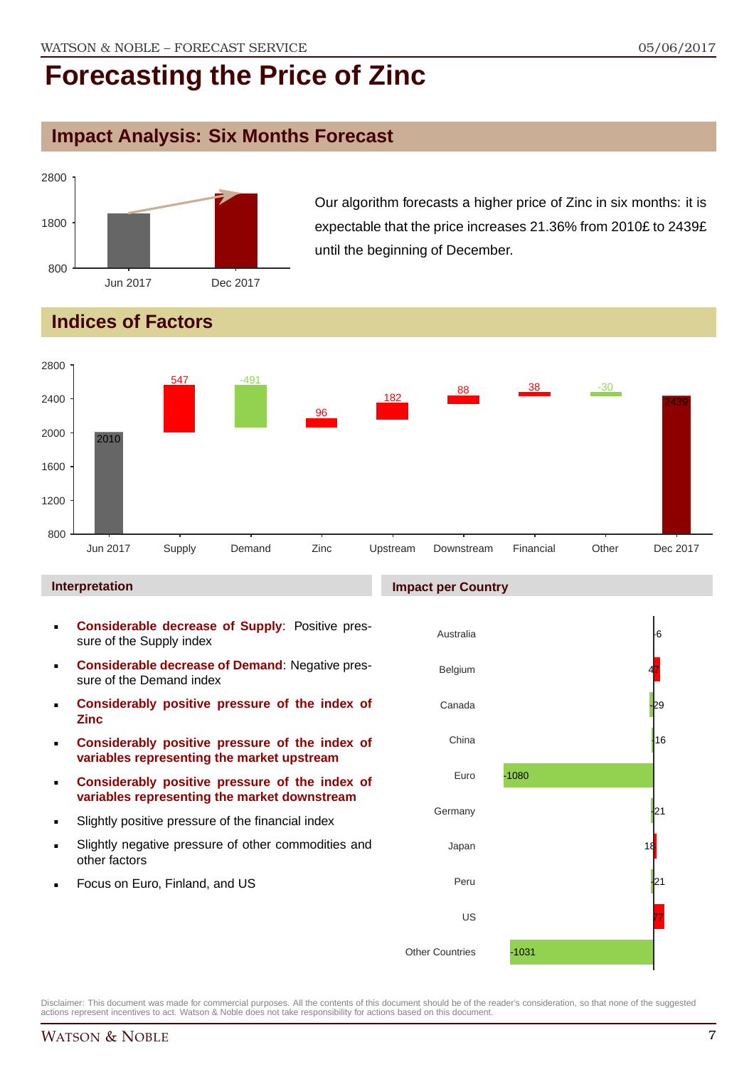# Forecasting the Price of Zinc

## Impact Analysis: Six Months Forecast

Our algorithm forecasts a higher price of Zinc in six months: it is expectable that the price increases 21.36% from 2010£ to 2439£ until the beginning of December.

## Indices of Factors

| | Jun 2017 | Supply | Demand | Zinc | Upstream | Downstream | Financial | Other | Dec 2017 |
|---|---|---|---|---|---|---|---|---|---|
| Value | 2010 | 547 | -491 | 96 | 182 | 88 | 38 | -30 | 2439 |

### Interpretation

- **Considerable decrease of Supply**: Positive pressure of the Supply index
- **Considerable decrease of Demand**: Negative pressure of the Demand index
- **Considerably positive pressure of the index of Zinc**
- **Considerably positive pressure of the index of variables representing the market upstream**
- **Considerably positive pressure of the index of variables representing the market downstream**
- Slightly positive pressure of the financial index
- Slightly negative pressure of other commodities and other factors
- Focus on Euro, Finland, and US

### Impact per Country

| Country | Impact |
|---|---|
| Australia | -6 |
| Belgium | 47 |
| Canada | -29 |
| China | -16 |
| Euro | -1080 |
| Germany | -21 |
| Japan | 18 |
| Peru | -21 |
| US | 77 |
| Other Countries | -1031 |

Disclaimer: This document was made for commercial purposes. All the contents of this document should be of the reader's consideration, so that none of the suggested actions represent incentives to act. Watson & Noble does not take responsibility for actions based on this document.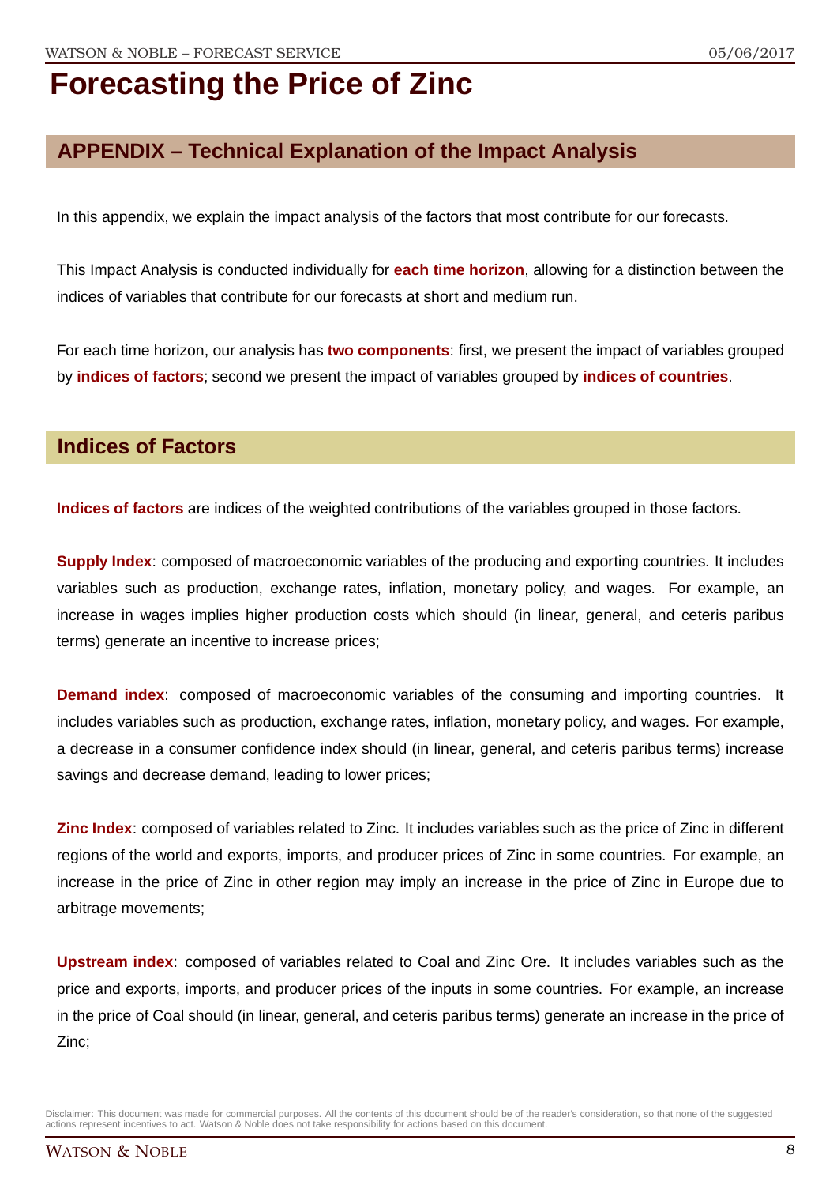# Forecasting the Price of Zinc

## APPENDIX – Technical Explanation of the Impact Analysis

In this appendix, we explain the impact analysis of the factors that most contribute for our forecasts.

This Impact Analysis is conducted individually for **each time horizon**, allowing for a distinction between the indices of variables that contribute for our forecasts at short and medium run.

For each time horizon, our analysis has **two components**: first, we present the impact of variables grouped by **indices of factors**; second we present the impact of variables grouped by **indices of countries**.

## Indices of Factors

**Indices of factors** are indices of the weighted contributions of the variables grouped in those factors.

**Supply Index**: composed of macroeconomic variables of the producing and exporting countries. It includes variables such as production, exchange rates, inflation, monetary policy, and wages. For example, an increase in wages implies higher production costs which should (in linear, general, and ceteris paribus terms) generate an incentive to increase prices;

**Demand index**: composed of macroeconomic variables of the consuming and importing countries. It includes variables such as production, exchange rates, inflation, monetary policy, and wages. For example, a decrease in a consumer confidence index should (in linear, general, and ceteris paribus terms) increase savings and decrease demand, leading to lower prices;

**Zinc Index**: composed of variables related to Zinc. It includes variables such as the price of Zinc in different regions of the world and exports, imports, and producer prices of Zinc in some countries. For example, an increase in the price of Zinc in other region may imply an increase in the price of Zinc in Europe due to arbitrage movements;

**Upstream index**: composed of variables related to Coal and Zinc Ore. It includes variables such as the price and exports, imports, and producer prices of the inputs in some countries. For example, an increase in the price of Coal should (in linear, general, and ceteris paribus terms) generate an increase in the price of Zinc;

Disclaimer: This document was made for commercial purposes. All the contents of this document should be of the reader's consideration, so that none of the suggested actions represent incentives to act. Watson & Noble does not take responsibility for actions based on this document.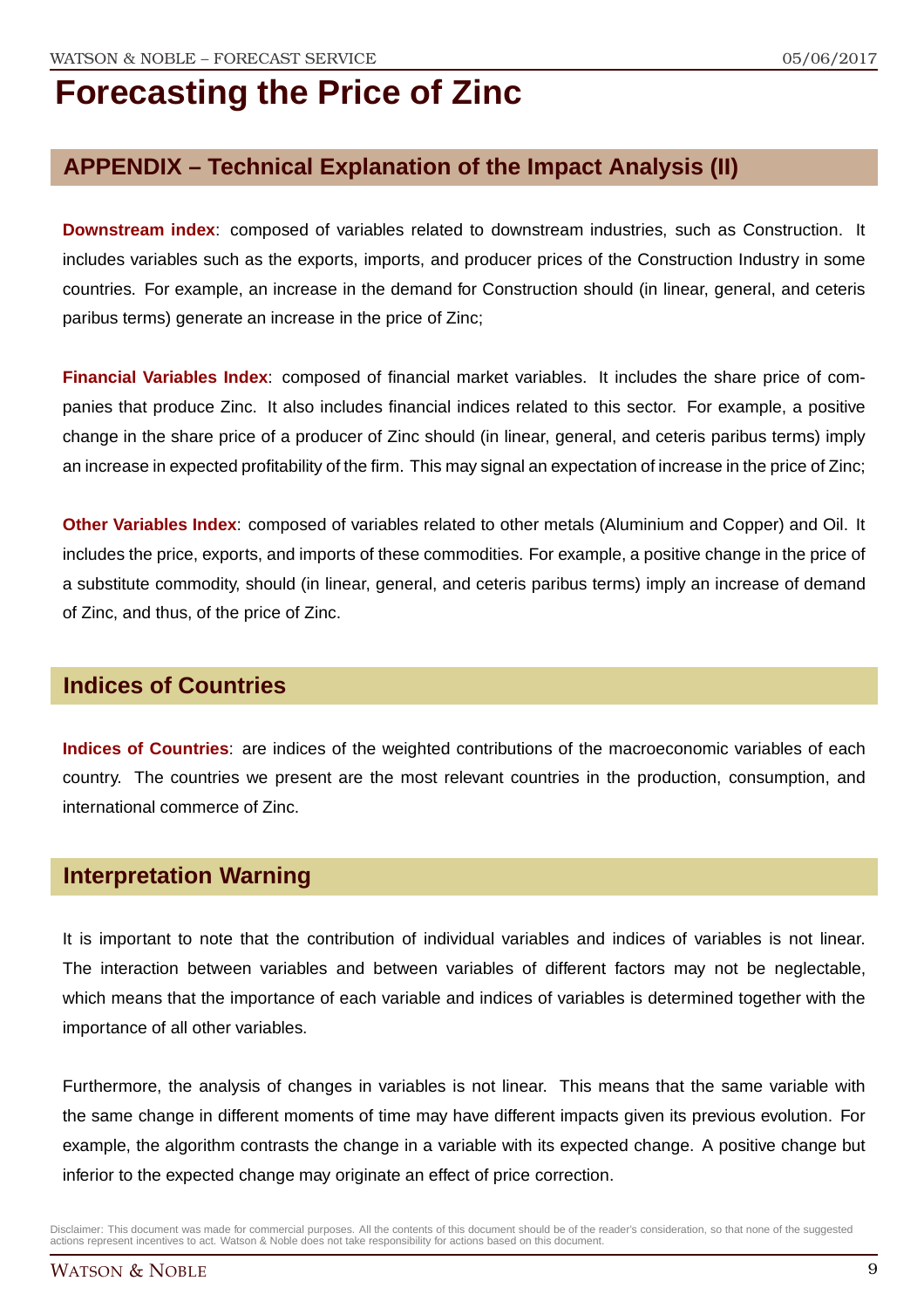# Forecasting the Price of Zinc

## APPENDIX – Technical Explanation of the Impact Analysis (II)

**Downstream index**: composed of variables related to downstream industries, such as Construction. It includes variables such as the exports, imports, and producer prices of the Construction Industry in some countries. For example, an increase in the demand for Construction should (in linear, general, and ceteris paribus terms) generate an increase in the price of Zinc;

**Financial Variables Index**: composed of financial market variables. It includes the share price of companies that produce Zinc. It also includes financial indices related to this sector. For example, a positive change in the share price of a producer of Zinc should (in linear, general, and ceteris paribus terms) imply an increase in expected profitability of the firm. This may signal an expectation of increase in the price of Zinc;

**Other Variables Index**: composed of variables related to other metals (Aluminium and Copper) and Oil. It includes the price, exports, and imports of these commodities. For example, a positive change in the price of a substitute commodity, should (in linear, general, and ceteris paribus terms) imply an increase of demand of Zinc, and thus, of the price of Zinc.

## Indices of Countries

**Indices of Countries**: are indices of the weighted contributions of the macroeconomic variables of each country. The countries we present are the most relevant countries in the production, consumption, and international commerce of Zinc.

## Interpretation Warning

It is important to note that the contribution of individual variables and indices of variables is not linear. The interaction between variables and between variables of different factors may not be neglectable, which means that the importance of each variable and indices of variables is determined together with the importance of all other variables.

Furthermore, the analysis of changes in variables is not linear. This means that the same variable with the same change in different moments of time may have different impacts given its previous evolution. For example, the algorithm contrasts the change in a variable with its expected change. A positive change but inferior to the expected change may originate an effect of price correction.

Disclaimer: This document was made for commercial purposes. All the contents of this document should be of the reader's consideration, so that none of the suggested actions represent incentives to act. Watson & Noble does not take responsibility for actions based on this document.